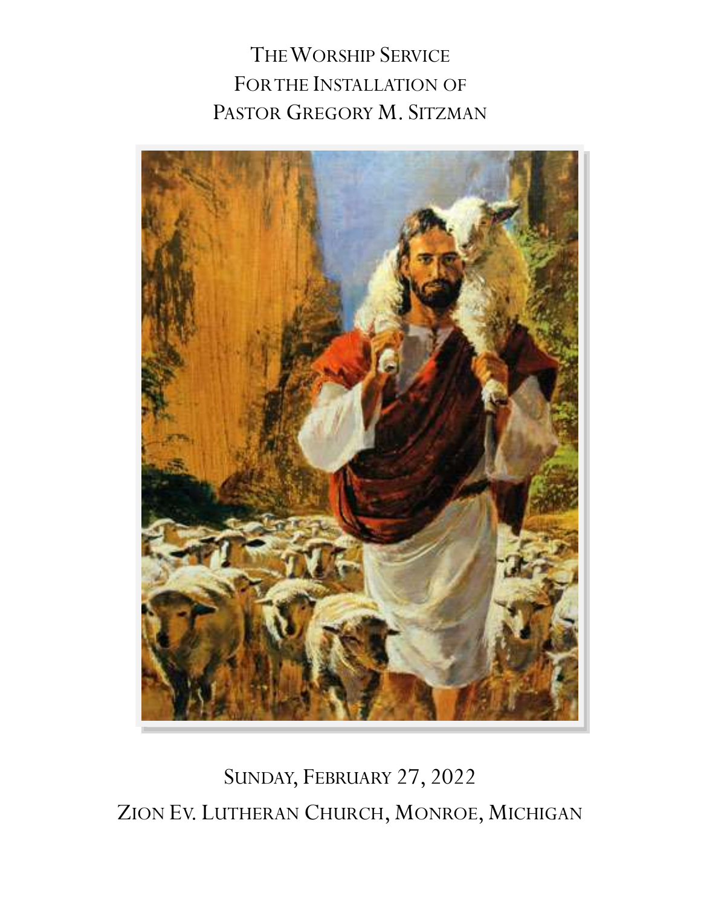# The Worship Service
# For the Installation of
# Pastor Gregory M. Sitzman

Sunday, February 27, 2022

Zion Ev. Lutheran Church, Monroe, Michigan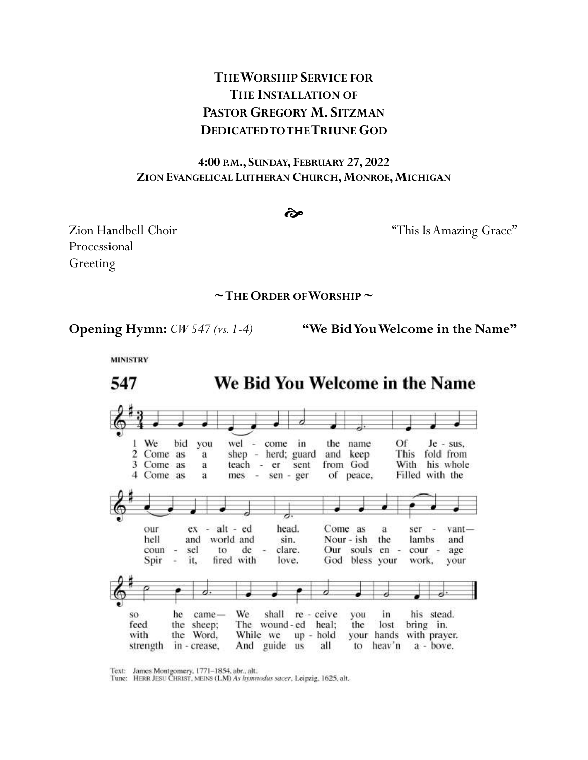**THE WORSHIP SERVICE FOR**
**THE INSTALLATION OF**
**PASTOR GREGORY M. SITZMAN**
**DEDICATED TO THE TRIUNE GOD**

**4:00 P.M., SUNDAY, FEBRUARY 27, 2022**
**ZION EVANGELICAL LUTHERAN CHURCH, MONROE, MICHIGAN**

Zion Handbell Choir — "This Is Amazing Grace"
Processional
Greeting

**~ THE ORDER OF WORSHIP ~**

**Opening Hymn:** *CW 547 (vs. 1-4)* **"We Bid You Welcome in the Name"**

MINISTRY

**547 We Bid You Welcome in the Name**

1 We bid you welcome in the name Of Jesus, our exalted head. Come as a servant—so he came—We shall receive you in his stead.

2 Come as a shepherd; guard and keep This fold from hell and world and sin. Nourish the lambs and feed the sheep; The wounded heal; the lost bring in.

3 Come as a teacher sent from God With his whole counsel to declare. Our souls encourage with the Word, While we uphold your hands with prayer.

4 Come as a messenger of peace, Filled with the Spirit, fired with love. God bless your work, your strength increase, And guide us all to heav'n above.

Text: James Montgomery, 1771–1854, abr., alt.
Tune: HERR JESU CHRIST, MEINS (LM) *As hymnodus sacer*, Leipzig, 1625, alt.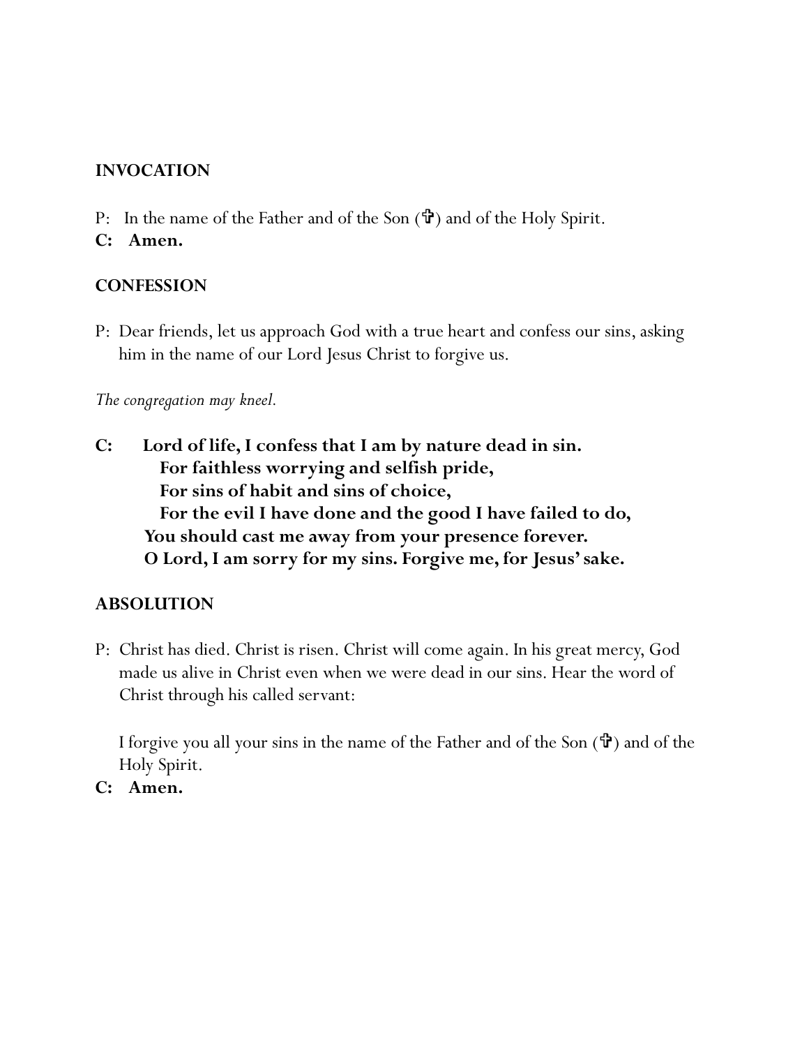## INVOCATION

P: In the name of the Father and of the Son (✞) and of the Holy Spirit.

**C: Amen.**

## CONFESSION

P: Dear friends, let us approach God with a true heart and confess our sins, asking him in the name of our Lord Jesus Christ to forgive us.

*The congregation may kneel.*

**C: Lord of life, I confess that I am by nature dead in sin.**
**For faithless worrying and selfish pride,**
**For sins of habit and sins of choice,**
**For the evil I have done and the good I have failed to do,**
**You should cast me away from your presence forever.**
**O Lord, I am sorry for my sins. Forgive me, for Jesus' sake.**

## ABSOLUTION

P: Christ has died. Christ is risen. Christ will come again. In his great mercy, God made us alive in Christ even when we were dead in our sins. Hear the word of Christ through his called servant:

I forgive you all your sins in the name of the Father and of the Son (✞) and of the Holy Spirit.

**C: Amen.**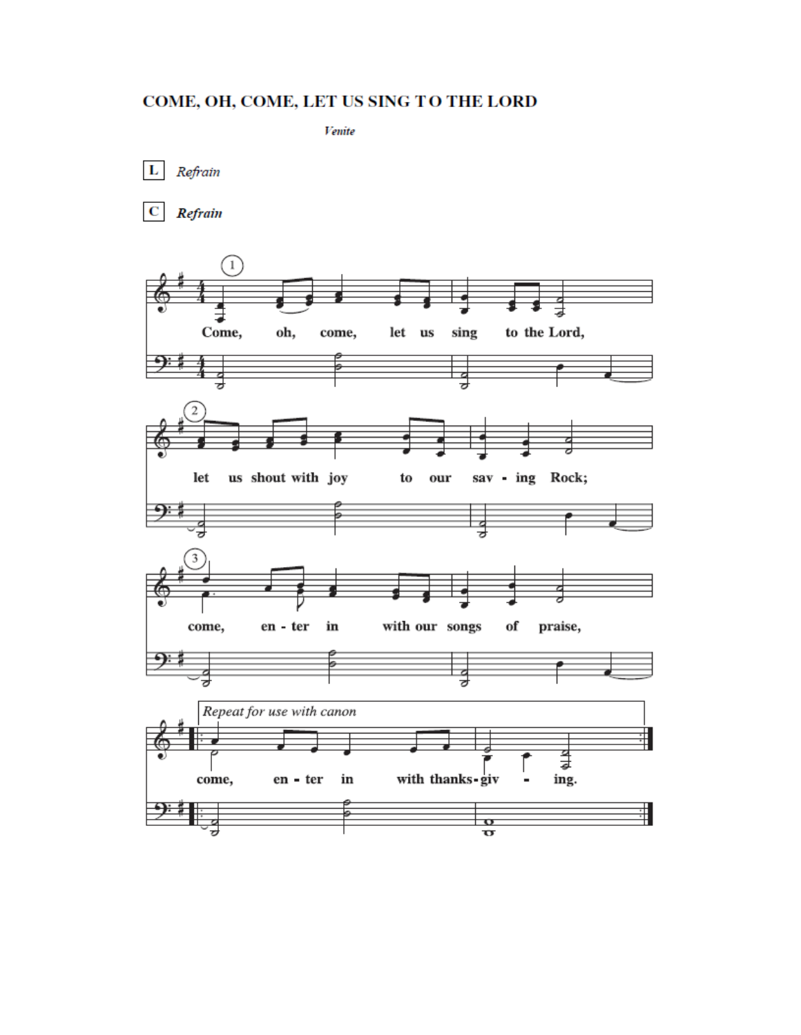# COME, OH, COME, LET US SING TO THE LORD

*Venite*

**L** *Refrain*

**C** ***Refrain***

① Come, oh, come, let us sing to the Lord,

② let us shout with joy to our sav - ing Rock;

③ come, en - ter in with our songs of praise,

*Repeat for use with canon*

come, en - ter in with thanks - giv - ing.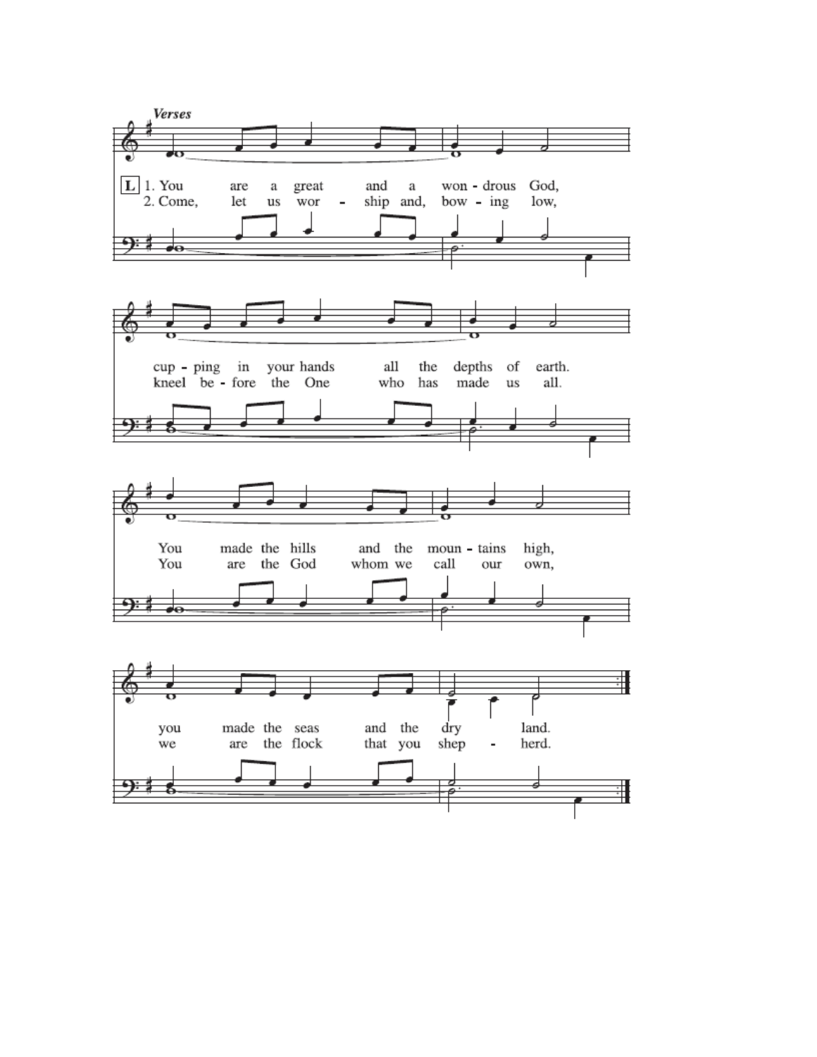*Verses*

L 1. You are a great and a won - drous God,
2. Come, let us wor - ship and, bow - ing low,

cup - ping in your hands all the depths of earth.
kneel be - fore the One who has made us all.

You made the hills and the moun - tains high,
You are the God whom we call our own,

you made the seas and the dry land.
we are the flock that you shep - herd.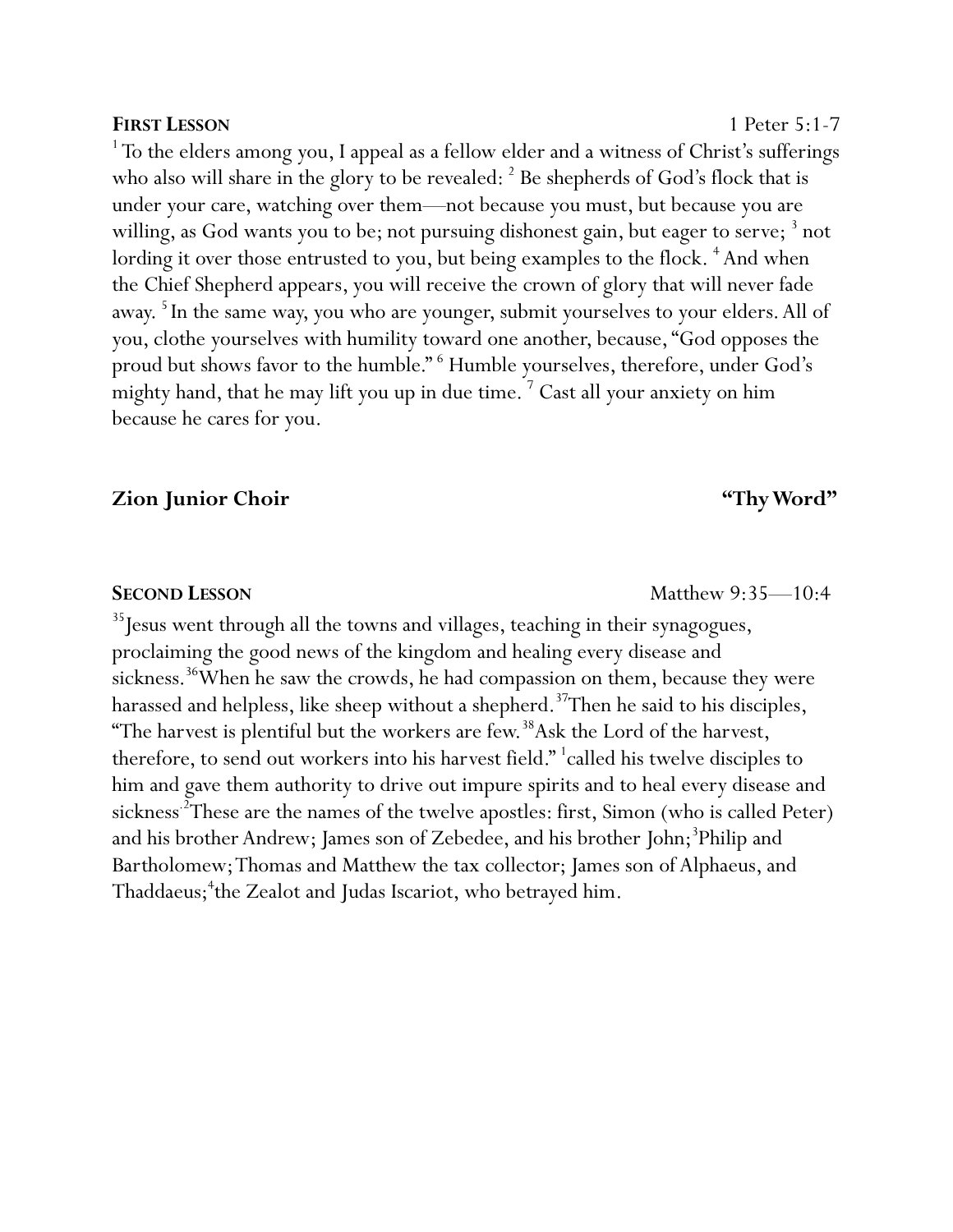**FIRST LESSON** 1 Peter 5:1-7

[1] To the elders among you, I appeal as a fellow elder and a witness of Christ's sufferings who also will share in the glory to be revealed: [2] Be shepherds of God's flock that is under your care, watching over them—not because you must, but because you are willing, as God wants you to be; not pursuing dishonest gain, but eager to serve; [3] not lording it over those entrusted to you, but being examples to the flock. [4] And when the Chief Shepherd appears, you will receive the crown of glory that will never fade away. [5] In the same way, you who are younger, submit yourselves to your elders. All of you, clothe yourselves with humility toward one another, because, "God opposes the proud but shows favor to the humble." [6] Humble yourselves, therefore, under God's mighty hand, that he may lift you up in due time. [7] Cast all your anxiety on him because he cares for you.

**Zion Junior Choir** **"Thy Word"**

**SECOND LESSON** Matthew 9:35—10:4

[35]Jesus went through all the towns and villages, teaching in their synagogues, proclaiming the good news of the kingdom and healing every disease and sickness.[36]When he saw the crowds, he had compassion on them, because they were harassed and helpless, like sheep without a shepherd.[37]Then he said to his disciples, "The harvest is plentiful but the workers are few.[38]Ask the Lord of the harvest, therefore, to send out workers into his harvest field." [1]called his twelve disciples to him and gave them authority to drive out impure spirits and to heal every disease and sickness.[2]These are the names of the twelve apostles: first, Simon (who is called Peter) and his brother Andrew; James son of Zebedee, and his brother John;[3]Philip and Bartholomew; Thomas and Matthew the tax collector; James son of Alphaeus, and Thaddaeus;[4]the Zealot and Judas Iscariot, who betrayed him.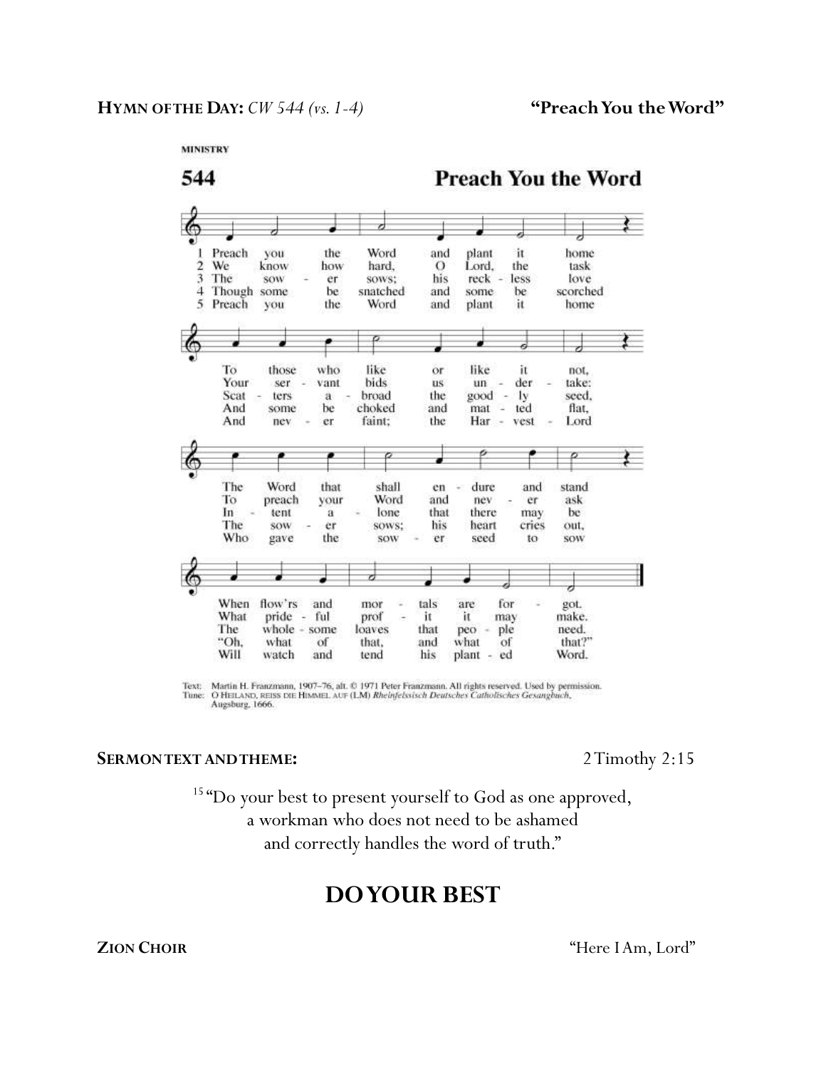**HYMN OF THE DAY:** *CW 544 (vs. 1-4)* **"Preach You the Word"**

MINISTRY

## 544 Preach You the Word

1 Preach you the Word and plant it home
To those who like or like it not,
The Word that shall endure and stand
When flow'rs and mortals are forgot.

2 We know how hard, O Lord, the task
Your servant bids us undertake:
To preach your Word and never ask
What prideful profit it may make.

3 The sower sows; his reckless love
Scatters abroad the goodly seed,
Intent alone that there may be
The wholesome loaves that people need.

4 Though some be snatched and some be scorched
And some be choked and matted flat,
The sower sows; his heart cries out,
"Oh, what of that, and what of that?"

5 Preach you the Word and plant it home
And never faint; the Harvest Lord
Who gave the sower seed to sow
Will watch and tend his planted Word.

Text: Martin H. Franzmann, 1907–76, alt. © 1971 Peter Franzmann. All rights reserved. Used by permission.
Tune: O HEILAND, REISS DIE HIMMEL AUF (LM) *Rheinfelssisch Deutsches Catholisches Gesangbuch*, Augsburg, 1666.

**SERMON TEXT AND THEME:** 2 Timothy 2:15

[15] "Do your best to present yourself to God as one approved,
a workman who does not need to be ashamed
and correctly handles the word of truth."

# DO YOUR BEST

**ZION CHOIR** "Here I Am, Lord"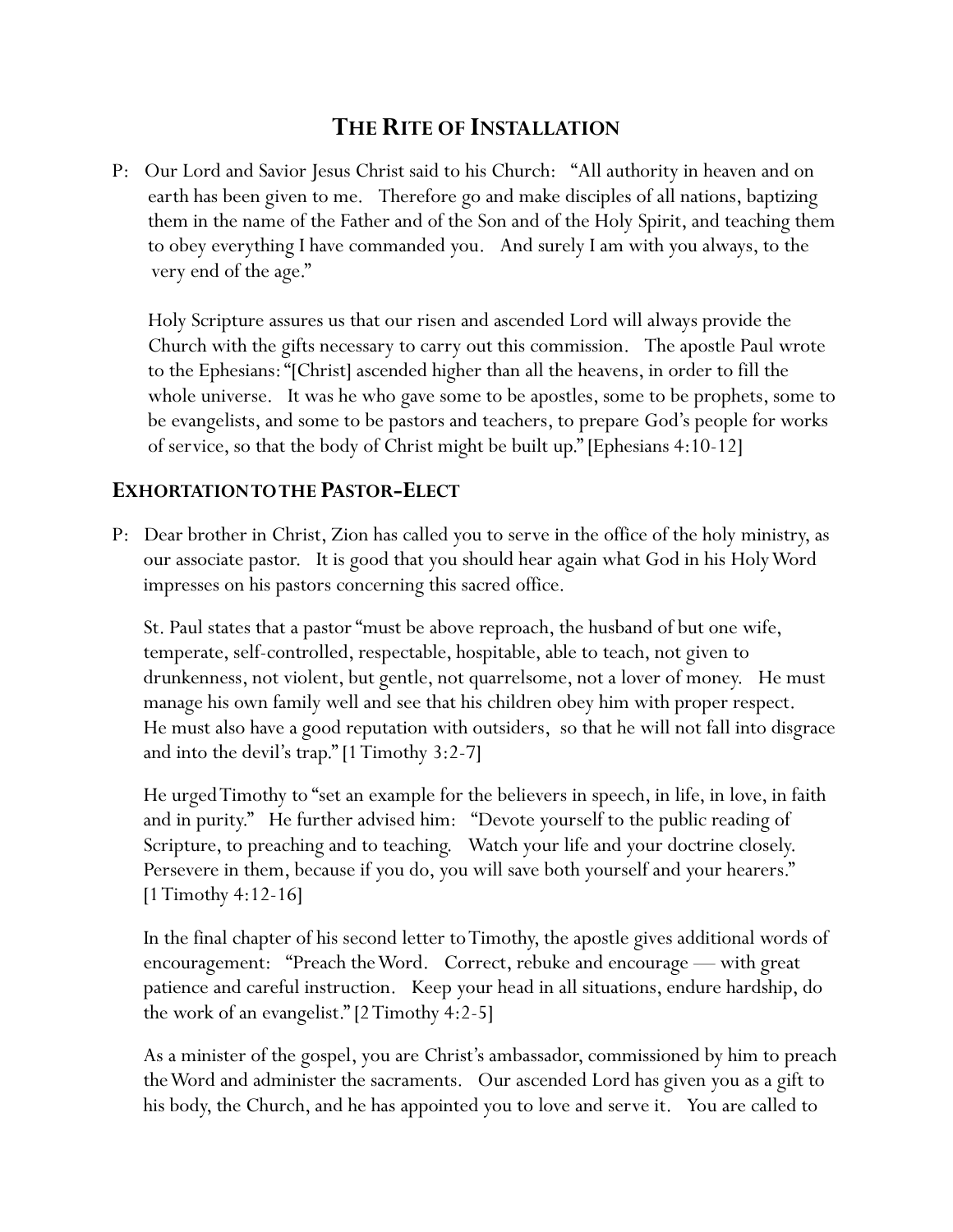# THE RITE OF INSTALLATION

P: Our Lord and Savior Jesus Christ said to his Church: "All authority in heaven and on earth has been given to me. Therefore go and make disciples of all nations, baptizing them in the name of the Father and of the Son and of the Holy Spirit, and teaching them to obey everything I have commanded you. And surely I am with you always, to the very end of the age."

Holy Scripture assures us that our risen and ascended Lord will always provide the Church with the gifts necessary to carry out this commission. The apostle Paul wrote to the Ephesians: "[Christ] ascended higher than all the heavens, in order to fill the whole universe. It was he who gave some to be apostles, some to be prophets, some to be evangelists, and some to be pastors and teachers, to prepare God's people for works of service, so that the body of Christ might be built up." [Ephesians 4:10-12]

## EXHORTATION TO THE PASTOR-ELECT

P: Dear brother in Christ, Zion has called you to serve in the office of the holy ministry, as our associate pastor. It is good that you should hear again what God in his Holy Word impresses on his pastors concerning this sacred office.

St. Paul states that a pastor "must be above reproach, the husband of but one wife, temperate, self-controlled, respectable, hospitable, able to teach, not given to drunkenness, not violent, but gentle, not quarrelsome, not a lover of money. He must manage his own family well and see that his children obey him with proper respect. He must also have a good reputation with outsiders, so that he will not fall into disgrace and into the devil's trap." [1 Timothy 3:2-7]

He urged Timothy to "set an example for the believers in speech, in life, in love, in faith and in purity." He further advised him: "Devote yourself to the public reading of Scripture, to preaching and to teaching. Watch your life and your doctrine closely. Persevere in them, because if you do, you will save both yourself and your hearers." [1 Timothy 4:12-16]

In the final chapter of his second letter to Timothy, the apostle gives additional words of encouragement: "Preach the Word. Correct, rebuke and encourage — with great patience and careful instruction. Keep your head in all situations, endure hardship, do the work of an evangelist." [2 Timothy 4:2-5]

As a minister of the gospel, you are Christ's ambassador, commissioned by him to preach the Word and administer the sacraments. Our ascended Lord has given you as a gift to his body, the Church, and he has appointed you to love and serve it. You are called to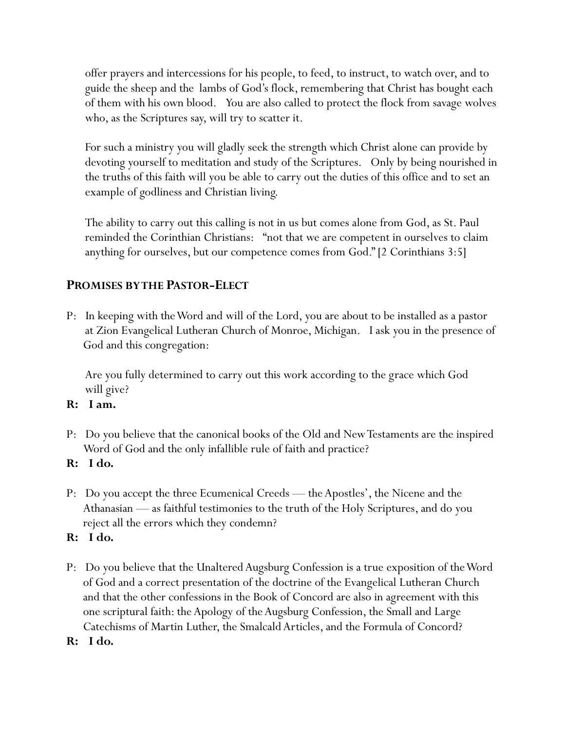offer prayers and intercessions for his people, to feed, to instruct, to watch over, and to guide the sheep and the lambs of God's flock, remembering that Christ has bought each of them with his own blood. You are also called to protect the flock from savage wolves who, as the Scriptures say, will try to scatter it.

For such a ministry you will gladly seek the strength which Christ alone can provide by devoting yourself to meditation and study of the Scriptures. Only by being nourished in the truths of this faith will you be able to carry out the duties of this office and to set an example of godliness and Christian living.

The ability to carry out this calling is not in us but comes alone from God, as St. Paul reminded the Corinthian Christians: "not that we are competent in ourselves to claim anything for ourselves, but our competence comes from God." [2 Corinthians 3:5]

## Promises by the Pastor-Elect

P: In keeping with the Word and will of the Lord, you are about to be installed as a pastor at Zion Evangelical Lutheran Church of Monroe, Michigan. I ask you in the presence of God and this congregation:

Are you fully determined to carry out this work according to the grace which God will give?

**R: I am.**

P: Do you believe that the canonical books of the Old and New Testaments are the inspired Word of God and the only infallible rule of faith and practice?

**R: I do.**

P: Do you accept the three Ecumenical Creeds — the Apostles', the Nicene and the Athanasian — as faithful testimonies to the truth of the Holy Scriptures, and do you reject all the errors which they condemn?

**R: I do.**

P: Do you believe that the Unaltered Augsburg Confession is a true exposition of the Word of God and a correct presentation of the doctrine of the Evangelical Lutheran Church and that the other confessions in the Book of Concord are also in agreement with this one scriptural faith: the Apology of the Augsburg Confession, the Small and Large Catechisms of Martin Luther, the Smalcald Articles, and the Formula of Concord?

**R: I do.**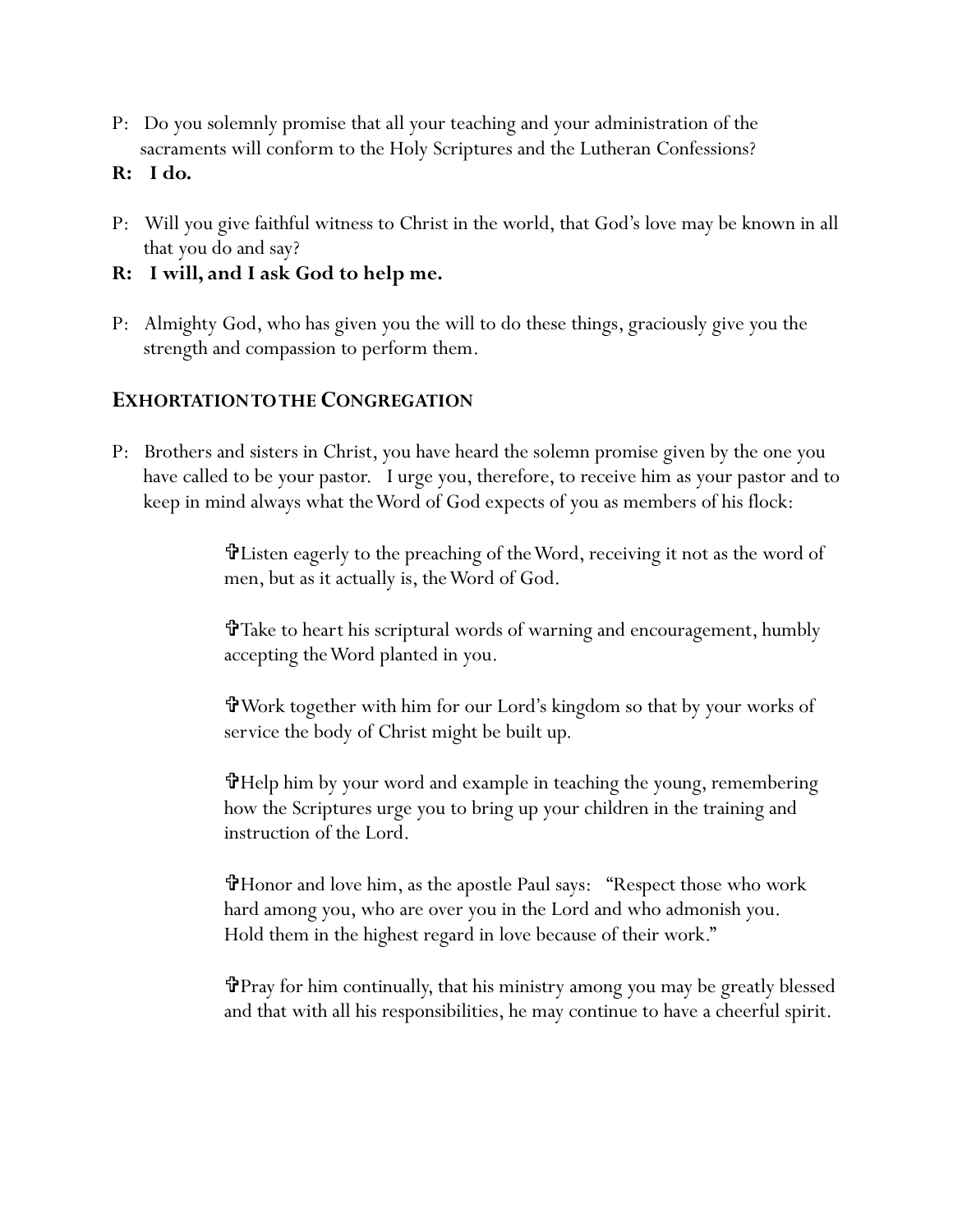P: Do you solemnly promise that all your teaching and your administration of the sacraments will conform to the Holy Scriptures and the Lutheran Confessions?

**R: I do.**

P: Will you give faithful witness to Christ in the world, that God's love may be known in all that you do and say?

**R: I will, and I ask God to help me.**

P: Almighty God, who has given you the will to do these things, graciously give you the strength and compassion to perform them.

## EXHORTATION TO THE CONGREGATION

P: Brothers and sisters in Christ, you have heard the solemn promise given by the one you have called to be your pastor. I urge you, therefore, to receive him as your pastor and to keep in mind always what the Word of God expects of you as members of his flock:

> ✞Listen eagerly to the preaching of the Word, receiving it not as the word of men, but as it actually is, the Word of God.
>
> ✞Take to heart his scriptural words of warning and encouragement, humbly accepting the Word planted in you.
>
> ✞Work together with him for our Lord's kingdom so that by your works of service the body of Christ might be built up.
>
> ✞Help him by your word and example in teaching the young, remembering how the Scriptures urge you to bring up your children in the training and instruction of the Lord.
>
> ✞Honor and love him, as the apostle Paul says: "Respect those who work hard among you, who are over you in the Lord and who admonish you. Hold them in the highest regard in love because of their work."
>
> ✞Pray for him continually, that his ministry among you may be greatly blessed and that with all his responsibilities, he may continue to have a cheerful spirit.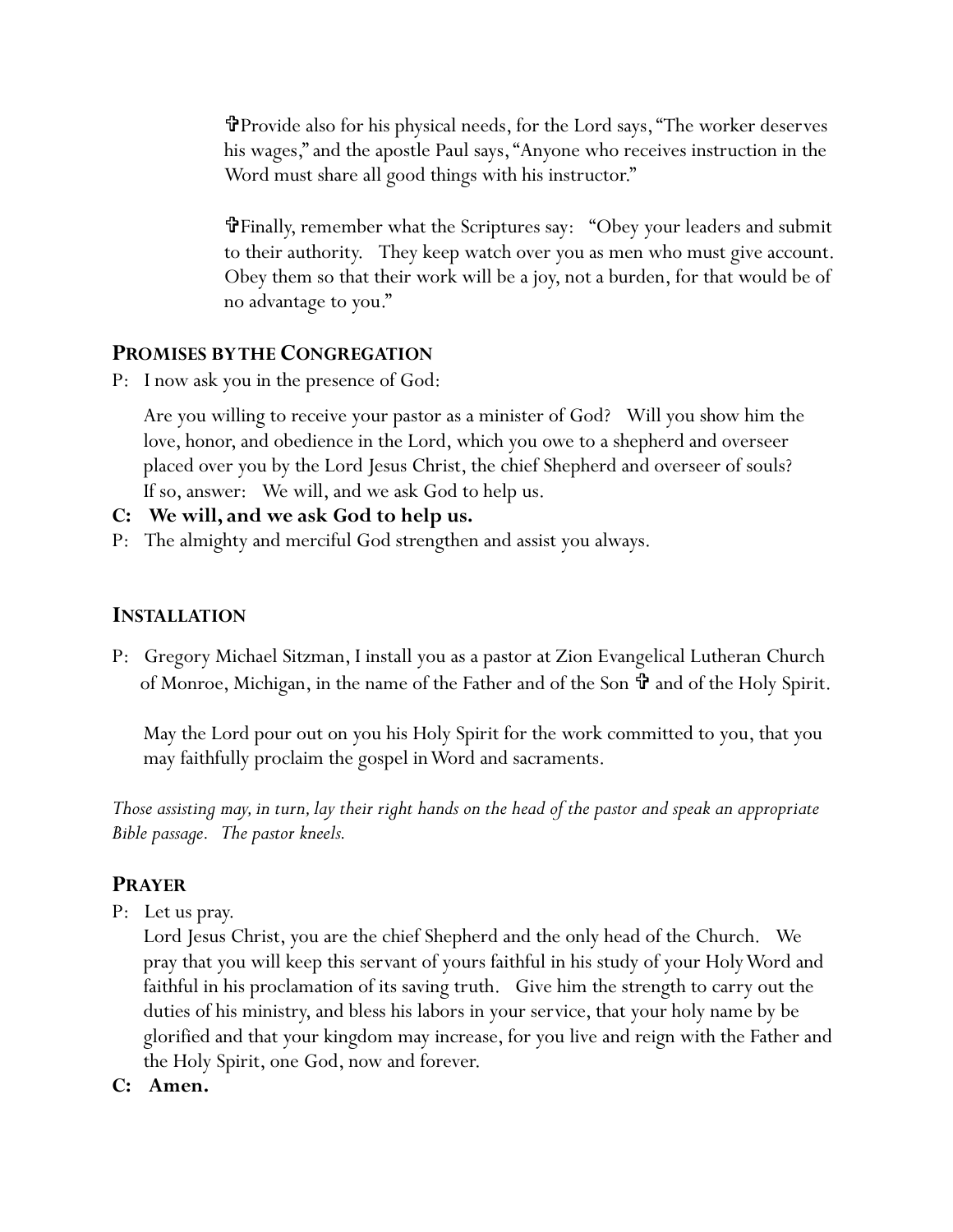✞Provide also for his physical needs, for the Lord says, "The worker deserves his wages," and the apostle Paul says, "Anyone who receives instruction in the Word must share all good things with his instructor."

✞Finally, remember what the Scriptures say: "Obey your leaders and submit to their authority. They keep watch over you as men who must give account. Obey them so that their work will be a joy, not a burden, for that would be of no advantage to you."

## PROMISES BY THE CONGREGATION

P: I now ask you in the presence of God:

Are you willing to receive your pastor as a minister of God? Will you show him the love, honor, and obedience in the Lord, which you owe to a shepherd and overseer placed over you by the Lord Jesus Christ, the chief Shepherd and overseer of souls? If so, answer: We will, and we ask God to help us.

**C: We will, and we ask God to help us.**

P: The almighty and merciful God strengthen and assist you always.

## INSTALLATION

P: Gregory Michael Sitzman, I install you as a pastor at Zion Evangelical Lutheran Church of Monroe, Michigan, in the name of the Father and of the Son ✞ and of the Holy Spirit.

May the Lord pour out on you his Holy Spirit for the work committed to you, that you may faithfully proclaim the gospel in Word and sacraments.

*Those assisting may, in turn, lay their right hands on the head of the pastor and speak an appropriate Bible passage. The pastor kneels.*

## PRAYER

P: Let us pray.

Lord Jesus Christ, you are the chief Shepherd and the only head of the Church. We pray that you will keep this servant of yours faithful in his study of your Holy Word and faithful in his proclamation of its saving truth. Give him the strength to carry out the duties of his ministry, and bless his labors in your service, that your holy name by be glorified and that your kingdom may increase, for you live and reign with the Father and the Holy Spirit, one God, now and forever.

**C: Amen.**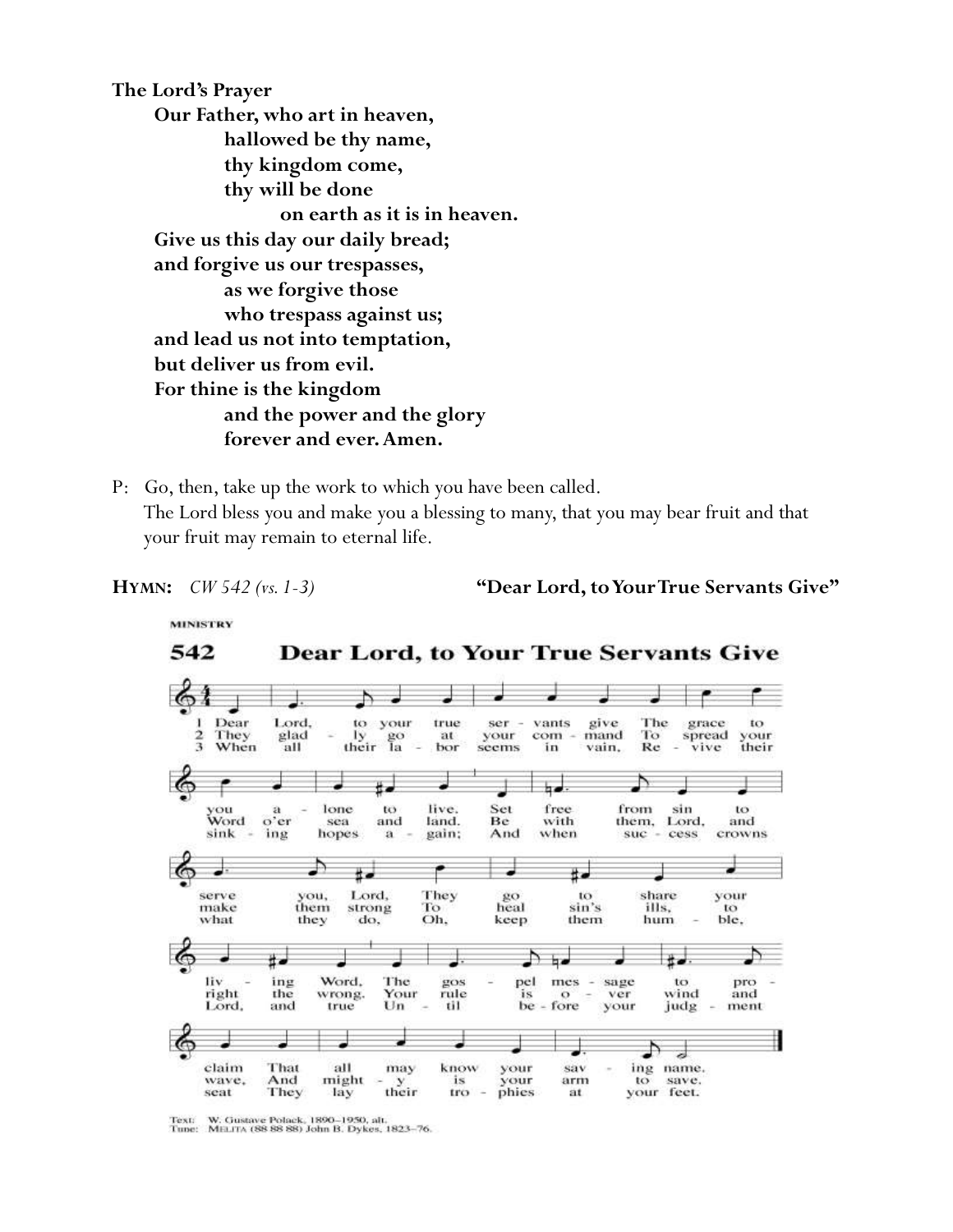**The Lord's Prayer**

**Our Father, who art in heaven,**
**hallowed be thy name,**
**thy kingdom come,**
**thy will be done**
**on earth as it is in heaven.**
**Give us this day our daily bread;**
**and forgive us our trespasses,**
**as we forgive those**
**who trespass against us;**
**and lead us not into temptation,**
**but deliver us from evil.**
**For thine is the kingdom**
**and the power and the glory**
**forever and ever. Amen.**

P: Go, then, take up the work to which you have been called.
The Lord bless you and make you a blessing to many, that you may bear fruit and that your fruit may remain to eternal life.

**HYMN:** *CW 542 (vs. 1-3)* **"Dear Lord, to Your True Servants Give"**

MINISTRY

**542 Dear Lord, to Your True Servants Give**

1 Dear Lord, to your true servants give The grace to you alone to live. Set free from sin to serve you, Lord, They go to share your living Word. The gospel message to proclaim That all may know your saving name.

2 They gladly go at your command To spread your Word o'er sea and land. Be with them, Lord, and make them strong To heal sin's ills, to right the wrong. Your rule is over wind and wave, And mighty is your arm to save.

3 When all their labor seems in vain, Revive their sinking hopes again; And when success crowns what they do, Oh, keep them humble, Lord, and true Until before your judgment seat They lay their trophies at your feet.

Text: W. Gustave Polack, 1890–1950, alt.
Tune: MELITA (88 88 88) John B. Dykes, 1823–76.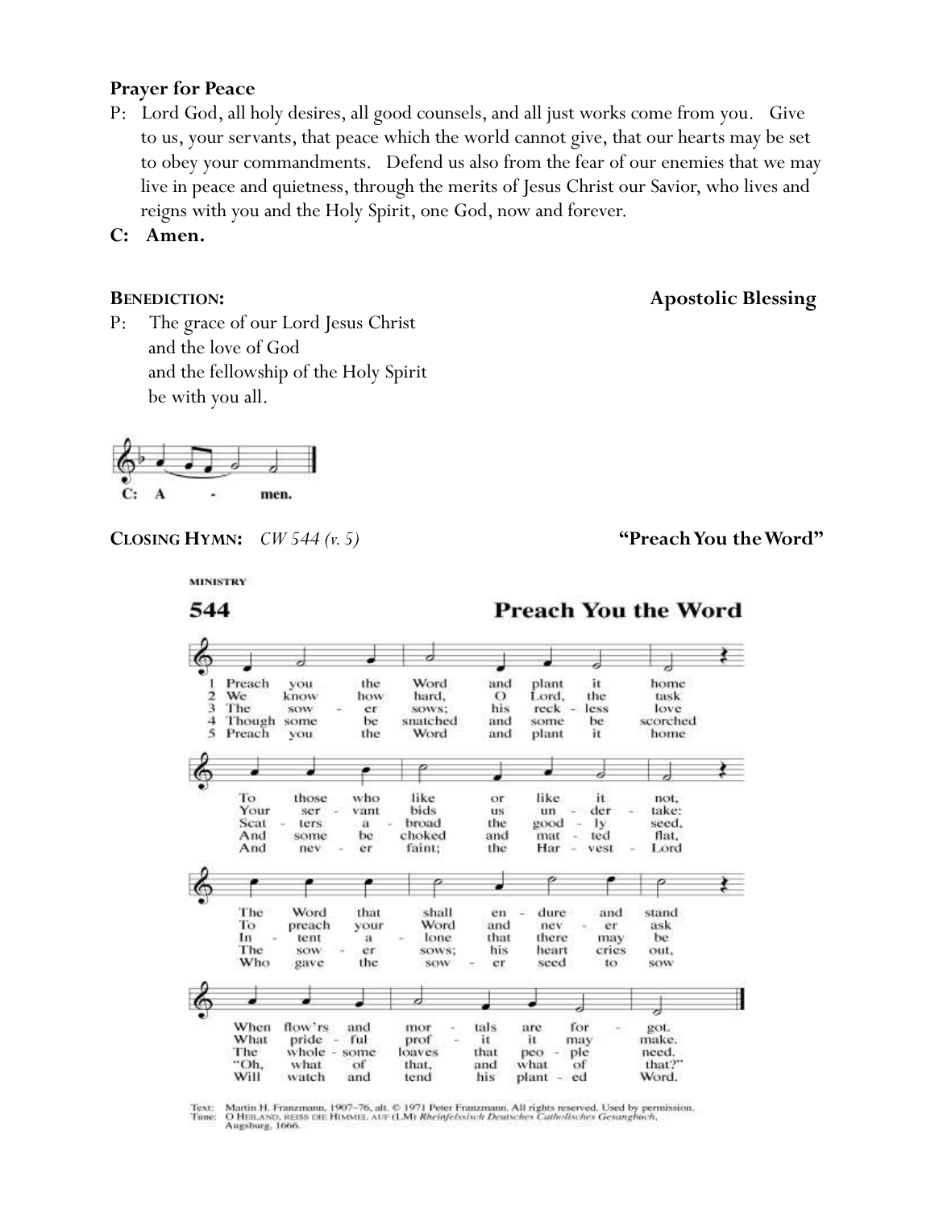**Prayer for Peace**

P: Lord God, all holy desires, all good counsels, and all just works come from you. Give to us, your servants, that peace which the world cannot give, that our hearts may be set to obey your commandments. Defend us also from the fear of our enemies that we may live in peace and quietness, through the merits of Jesus Christ our Savior, who lives and reigns with you and the Holy Spirit, one God, now and forever.

**C: Amen.**

**BENEDICTION:** **Apostolic Blessing**

P: The grace of our Lord Jesus Christ
and the love of God
and the fellowship of the Holy Spirit
be with you all.

C: A - men.

**CLOSING HYMN:** *CW 544 (v. 5)* **"Preach You the Word"**

MINISTRY

**544 Preach You the Word**

1 Preach you the Word and plant it home
To those who like or like it not,
The Word that shall endure and stand
When flow'rs and mortals are forgot.

2 We know how hard, O Lord, the task
Your servant bids us undertake:
To preach your Word and never ask
What prideful profit it may make.

3 The sower sows; his reckless love
Scatters abroad the goodly seed,
Intent alone that there may be
The wholesome loaves that people need.

4 Though some be snatched and some be scorched
And some be choked and matted flat,
The sower sows; his heart cries out,
"Oh, what of that, and what of that?"

5 Preach you the Word and plant it home
And never faint; the Harvest Lord
Who gave the sower seed to sow
Will watch and tend his planted Word.

Text: Martin H. Franzmann, 1907–76, alt. © 1971 Peter Franzmann. All rights reserved. Used by permission.
Tune: O HEILAND, REISS DIE HIMMEL AUF (LM) *Rheinfelsisch Deutsches Catholisches Gesangbuch*, Augsburg, 1666.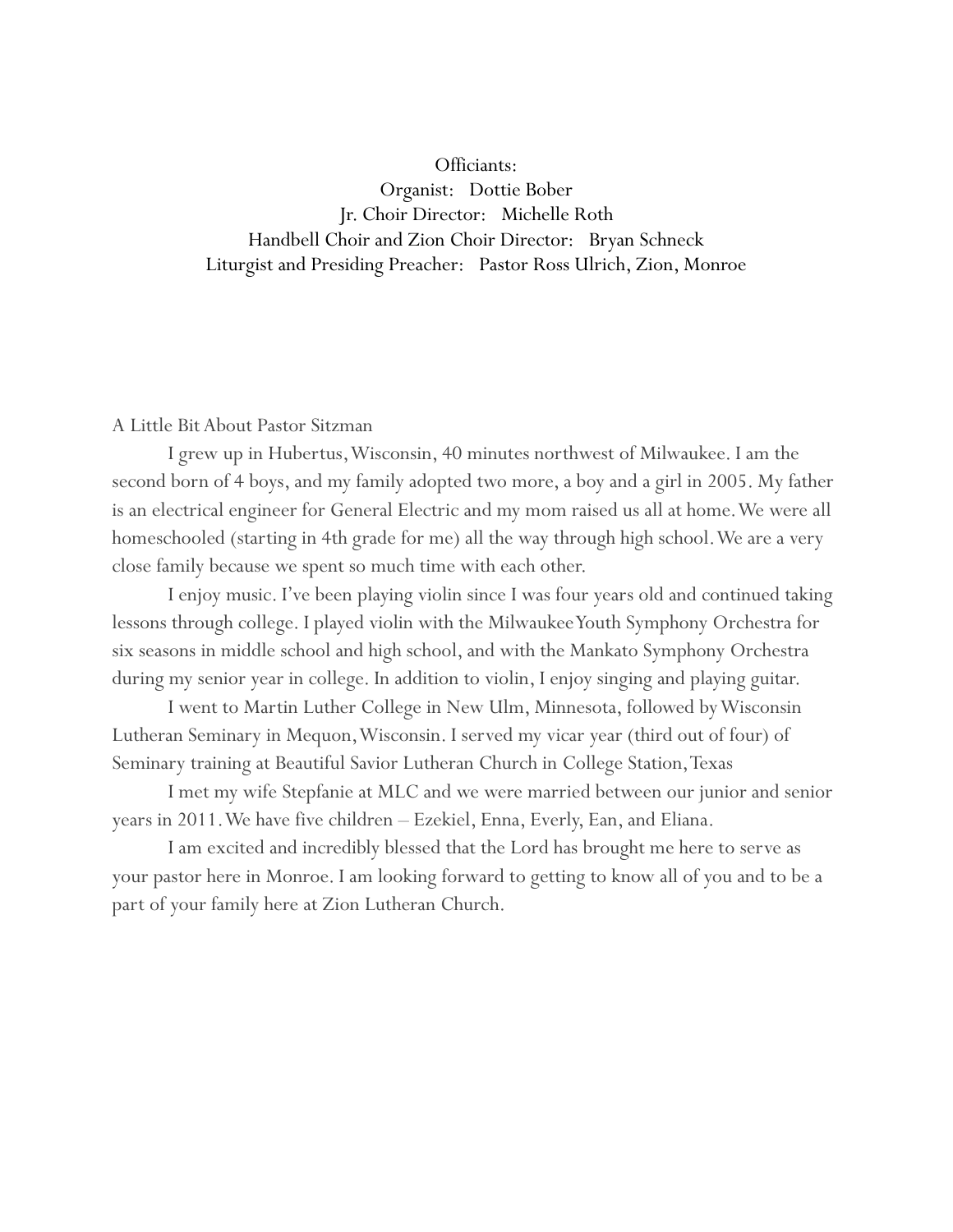Officiants:
Organist: Dottie Bober
Jr. Choir Director: Michelle Roth
Handbell Choir and Zion Choir Director: Bryan Schneck
Liturgist and Presiding Preacher: Pastor Ross Ulrich, Zion, Monroe

A Little Bit About Pastor Sitzman

I grew up in Hubertus, Wisconsin, 40 minutes northwest of Milwaukee. I am the second born of 4 boys, and my family adopted two more, a boy and a girl in 2005. My father is an electrical engineer for General Electric and my mom raised us all at home. We were all homeschooled (starting in 4th grade for me) all the way through high school. We are a very close family because we spent so much time with each other.

I enjoy music. I've been playing violin since I was four years old and continued taking lessons through college. I played violin with the Milwaukee Youth Symphony Orchestra for six seasons in middle school and high school, and with the Mankato Symphony Orchestra during my senior year in college. In addition to violin, I enjoy singing and playing guitar.

I went to Martin Luther College in New Ulm, Minnesota, followed by Wisconsin Lutheran Seminary in Mequon, Wisconsin. I served my vicar year (third out of four) of Seminary training at Beautiful Savior Lutheran Church in College Station, Texas

I met my wife Stepfanie at MLC and we were married between our junior and senior years in 2011. We have five children – Ezekiel, Enna, Everly, Ean, and Eliana.

I am excited and incredibly blessed that the Lord has brought me here to serve as your pastor here in Monroe. I am looking forward to getting to know all of you and to be a part of your family here at Zion Lutheran Church.